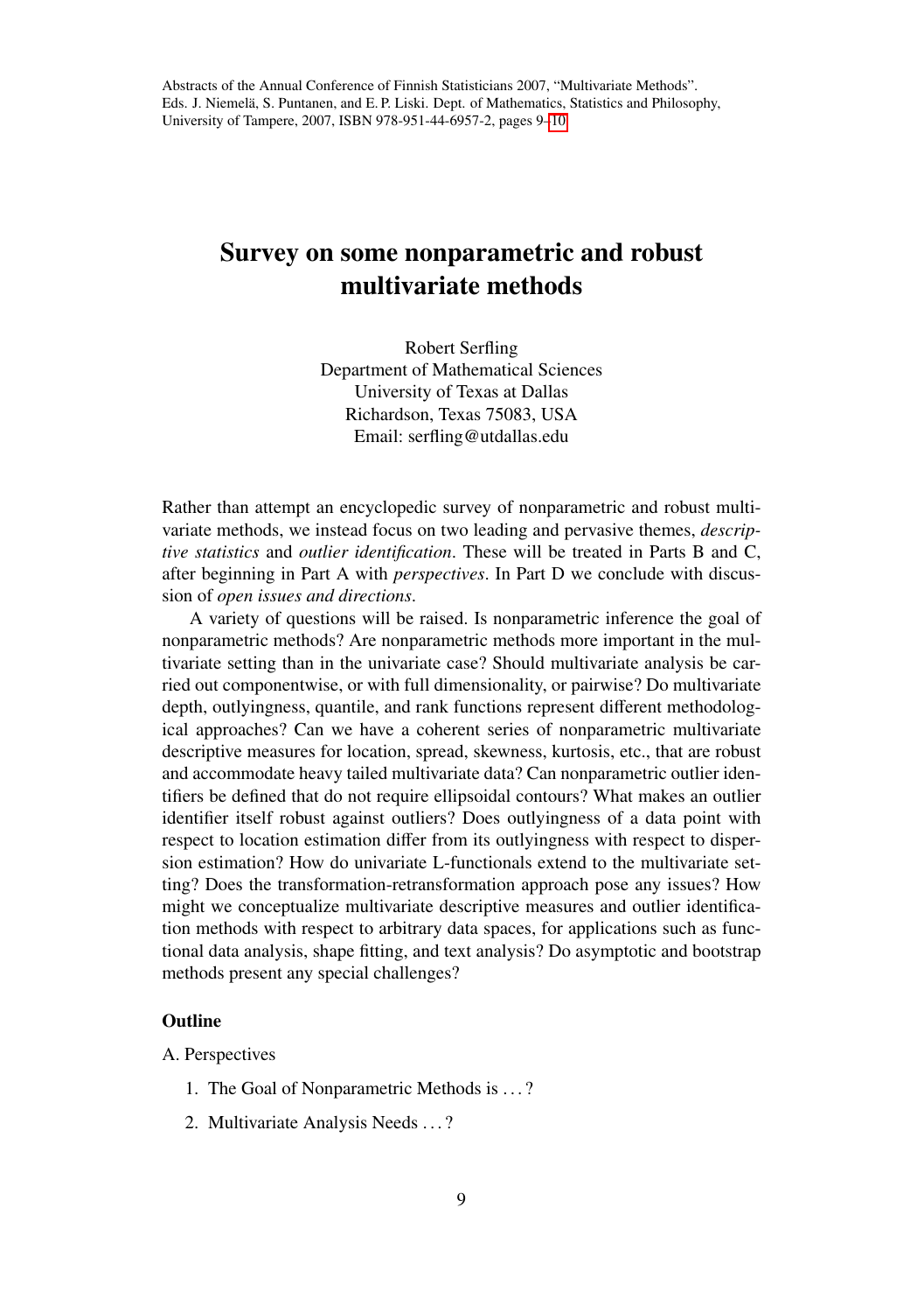Abstracts of the Annual Conference of Finnish Statisticians 2007, "Multivariate Methods". Eds. J. Niemelä, S. Puntanen, and E. P. Liski. Dept. of Mathematics, Statistics and Philosophy, University of Tampere, 2007, ISBN 978-951-44-6957-2, pages 9–10

# Survey on some nonparametric and robust multivariate methods

Robert Serfling
Department of Mathematical Sciences
University of Texas at Dallas
Richardson, Texas 75083, USA
Email: serfling@utdallas.edu

Rather than attempt an encyclopedic survey of nonparametric and robust multivariate methods, we instead focus on two leading and pervasive themes, *descriptive statistics* and *outlier identification*. These will be treated in Parts B and C, after beginning in Part A with *perspectives*. In Part D we conclude with discussion of *open issues and directions*.

A variety of questions will be raised. Is nonparametric inference the goal of nonparametric methods? Are nonparametric methods more important in the multivariate setting than in the univariate case? Should multivariate analysis be carried out componentwise, or with full dimensionality, or pairwise? Do multivariate depth, outlyingness, quantile, and rank functions represent different methodological approaches? Can we have a coherent series of nonparametric multivariate descriptive measures for location, spread, skewness, kurtosis, etc., that are robust and accommodate heavy tailed multivariate data? Can nonparametric outlier identifiers be defined that do not require ellipsoidal contours? What makes an outlier identifier itself robust against outliers? Does outlyingness of a data point with respect to location estimation differ from its outlyingness with respect to dispersion estimation? How do univariate L-functionals extend to the multivariate setting? Does the transformation-retransformation approach pose any issues? How might we conceptualize multivariate descriptive measures and outlier identification methods with respect to arbitrary data spaces, for applications such as functional data analysis, shape fitting, and text analysis? Do asymptotic and bootstrap methods present any special challenges?

### Outline

A. Perspectives

1. The Goal of Nonparametric Methods is . . . ?
2. Multivariate Analysis Needs . . . ?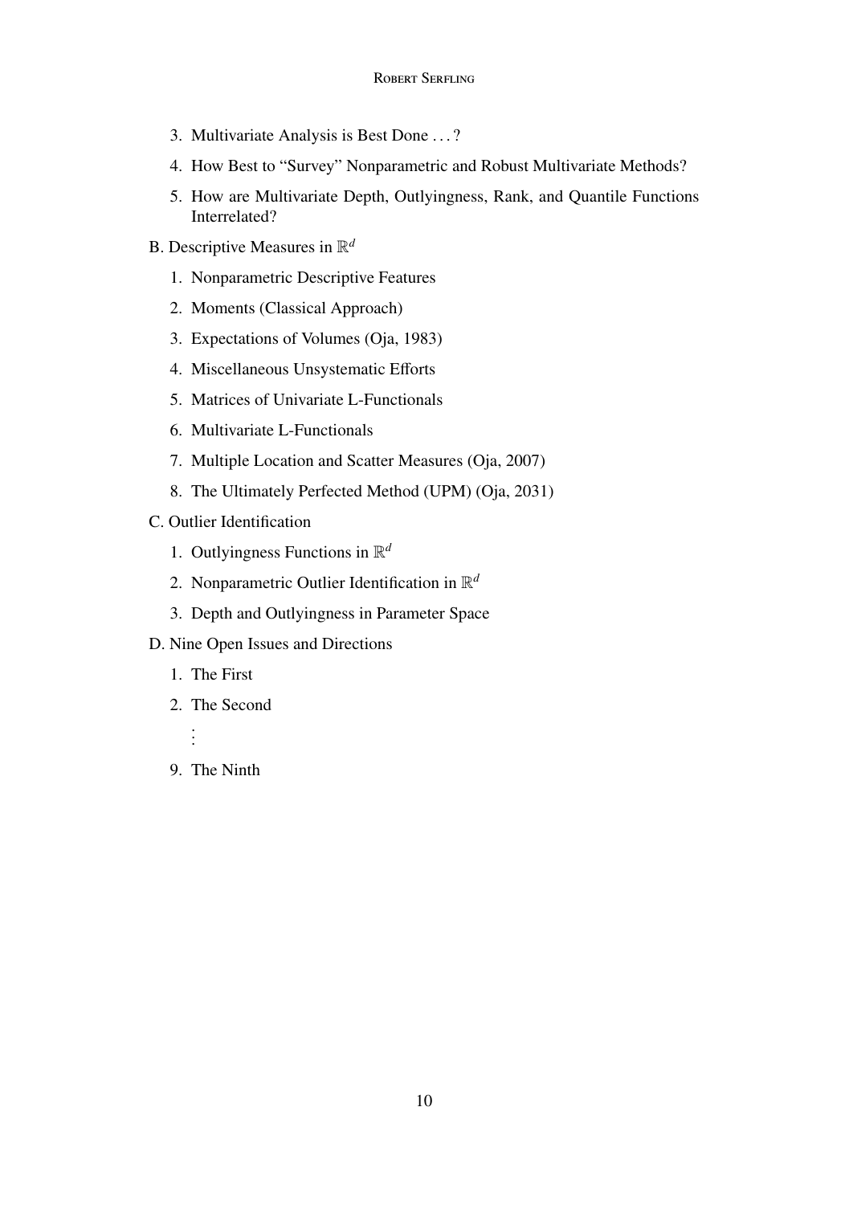3. Multivariate Analysis is Best Done . . . ?
4. How Best to "Survey" Nonparametric and Robust Multivariate Methods?
5. How are Multivariate Depth, Outlyingness, Rank, and Quantile Functions Interrelated?

B. Descriptive Measures in $\mathbb{R}^d$

1. Nonparametric Descriptive Features
2. Moments (Classical Approach)
3. Expectations of Volumes (Oja, 1983)
4. Miscellaneous Unsystematic Efforts
5. Matrices of Univariate L-Functionals
6. Multivariate L-Functionals
7. Multiple Location and Scatter Measures (Oja, 2007)
8. The Ultimately Perfected Method (UPM) (Oja, 2031)

C. Outlier Identification

1. Outlyingness Functions in $\mathbb{R}^d$
2. Nonparametric Outlier Identification in $\mathbb{R}^d$
3. Depth and Outlyingness in Parameter Space

D. Nine Open Issues and Directions

1. The First
2. The Second

$\vdots$

9. The Ninth